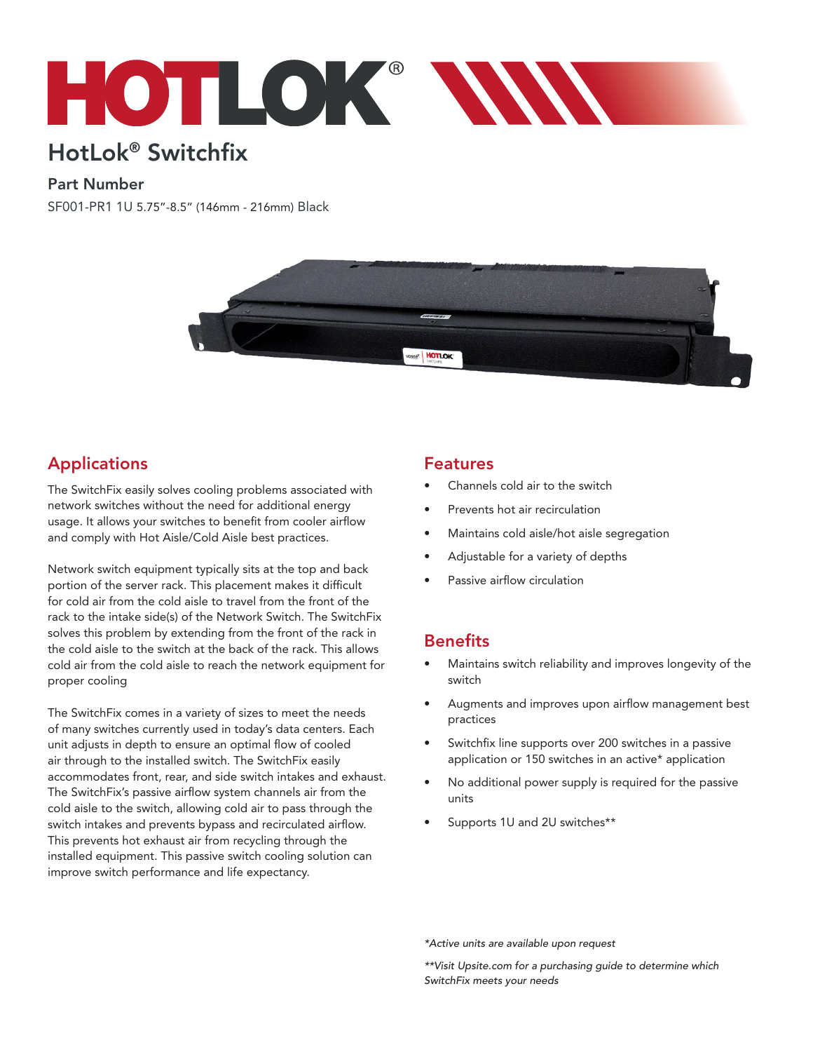# HotLok® Switchfix

## Part Number

SF001-PR1 1U 5.75"-8.5" (146mm - 216mm) Black

## Applications

The SwitchFix easily solves cooling problems associated with network switches without the need for additional energy usage. It allows your switches to benefit from cooler airflow and comply with Hot Aisle/Cold Aisle best practices.

Network switch equipment typically sits at the top and back portion of the server rack. This placement makes it difficult for cold air from the cold aisle to travel from the front of the rack to the intake side(s) of the Network Switch. The SwitchFix solves this problem by extending from the front of the rack in the cold aisle to the switch at the back of the rack. This allows cold air from the cold aisle to reach the network equipment for proper cooling

The SwitchFix comes in a variety of sizes to meet the needs of many switches currently used in today's data centers. Each unit adjusts in depth to ensure an optimal flow of cooled air through to the installed switch. The SwitchFix easily accommodates front, rear, and side switch intakes and exhaust. The SwitchFix's passive airflow system channels air from the cold aisle to the switch, allowing cold air to pass through the switch intakes and prevents bypass and recirculated airflow. This prevents hot exhaust air from recycling through the installed equipment. This passive switch cooling solution can improve switch performance and life expectancy.

## Features

- Channels cold air to the switch
- Prevents hot air recirculation
- Maintains cold aisle/hot aisle segregation
- Adjustable for a variety of depths
- Passive airflow circulation

## Benefits

- Maintains switch reliability and improves longevity of the switch
- Augments and improves upon airflow management best practices
- Switchfix line supports over 200 switches in a passive application or 150 switches in an active* application
- No additional power supply is required for the passive units
- Supports 1U and 2U switches**

*\*Active units are available upon request*

*\*\*Visit Upsite.com for a purchasing guide to determine which SwitchFix meets your needs*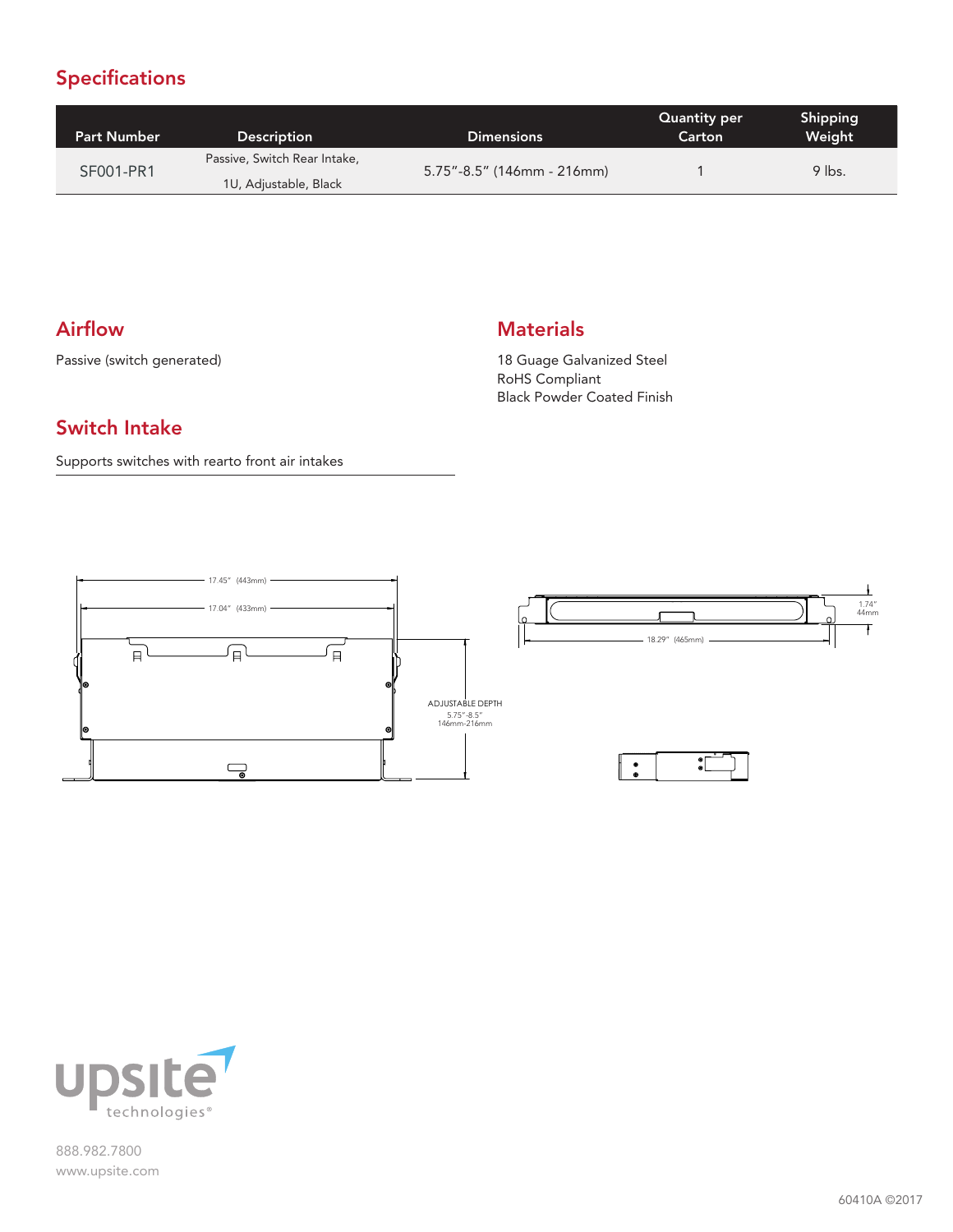## Specifications

| Part Number | Description | Dimensions | Quantity per Carton | Shipping Weight |
|---|---|---|---|---|
| SF001-PR1 | Passive, Switch Rear Intake, 1U, Adjustable, Black | 5.75"-8.5" (146mm - 216mm) | 1 | 9 lbs. |

## Airflow

Passive (switch generated)

## Switch Intake

Supports switches with rearto front air intakes

## Materials

18 Guage Galvanized Steel
RoHS Compliant
Black Powder Coated Finish

17.45" (443mm)
17.04" (433mm)
ADJUSTABLE DEPTH
5.75"-8.5"
146mm-216mm

1.74"
44mm
18.29" (465mm)

upsite technologies®

888.982.7800
www.upsite.com

60410A ©2017